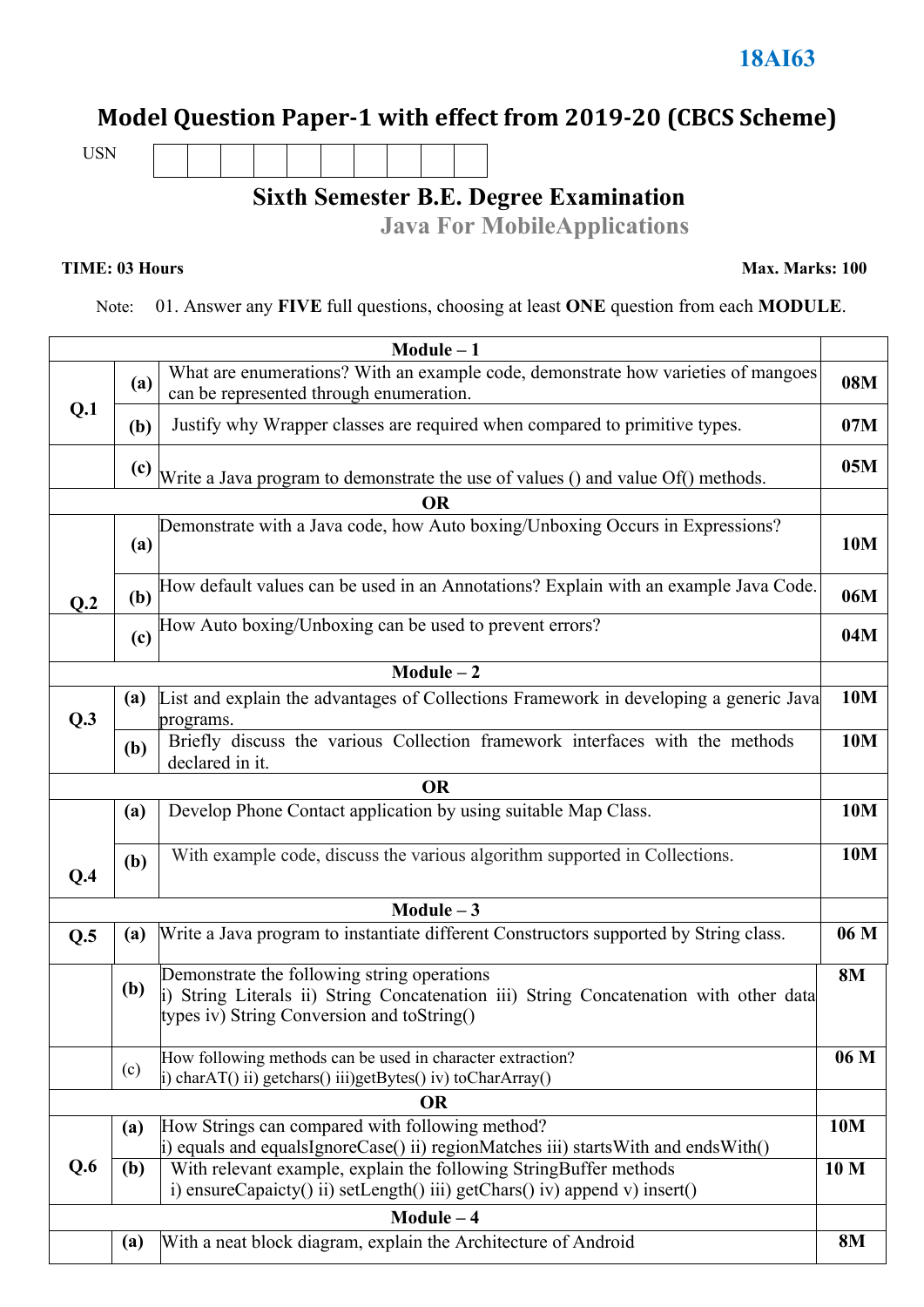**18AI63**

# Model Question Paper-1 with effect from 2019-20 (CBCS Scheme)

USN | | | | | | | | | | |

## Sixth Semester B.E. Degree Examination

## Java For MobileApplications

**TIME: 03 Hours** **Max. Marks: 100**

Note: 01. Answer any **FIVE** full questions, choosing at least **ONE** question from each **MODULE**.

| | | | |
|---|---|---|---|
| | | **Module – 1** | |
| **Q.1** | **(a)** | What are enumerations? With an example code, demonstrate how varieties of mangoes can be represented through enumeration. | **08M** |
| | **(b)** | Justify why Wrapper classes are required when compared to primitive types. | **07M** |
| | **(c)** | Write a Java program to demonstrate the use of values () and value Of() methods. | **05M** |
| | | **OR** | |
| **Q.2** | **(a)** | Demonstrate with a Java code, how Auto boxing/Unboxing Occurs in Expressions? | **10M** |
| | **(b)** | How default values can be used in an Annotations? Explain with an example Java Code. | **06M** |
| | **(c)** | How Auto boxing/Unboxing can be used to prevent errors? | **04M** |
| | | **Module – 2** | |
| **Q.3** | **(a)** | List and explain the advantages of Collections Framework in developing a generic Java programs. | **10M** |
| | **(b)** | Briefly discuss the various Collection framework interfaces with the methods declared in it. | **10M** |
| | | **OR** | |
| **Q.4** | **(a)** | Develop Phone Contact application by using suitable Map Class. | **10M** |
| | **(b)** | With example code, discuss the various algorithm supported in Collections. | **10M** |
| | | **Module – 3** | |
| **Q.5** | **(a)** | Write a Java program to instantiate different Constructors supported by String class. | **06 M** |
| | **(b)** | Demonstrate the following string operations<br>i) String Literals ii) String Concatenation iii) String Concatenation with other data types iv) String Conversion and toString() | **8M** |
| | (c) | How following methods can be used in character extraction?<br>i) charAT() ii) getchars() iii)getBytes() iv) toCharArray() | **06 M** |
| | | **OR** | |
| **Q.6** | **(a)** | How Strings can compared with following method?<br>i) equals and equalsIgnoreCase() ii) regionMatches iii) startsWith and endsWith() | **10M** |
| | **(b)** | With relevant example, explain the following StringBuffer methods<br>i) ensureCapaicty() ii) setLength() iii) getChars() iv) append v) insert() | **10 M** |
| | | **Module – 4** | |
| | **(a)** | With a neat block diagram, explain the Architecture of Android | **8M** |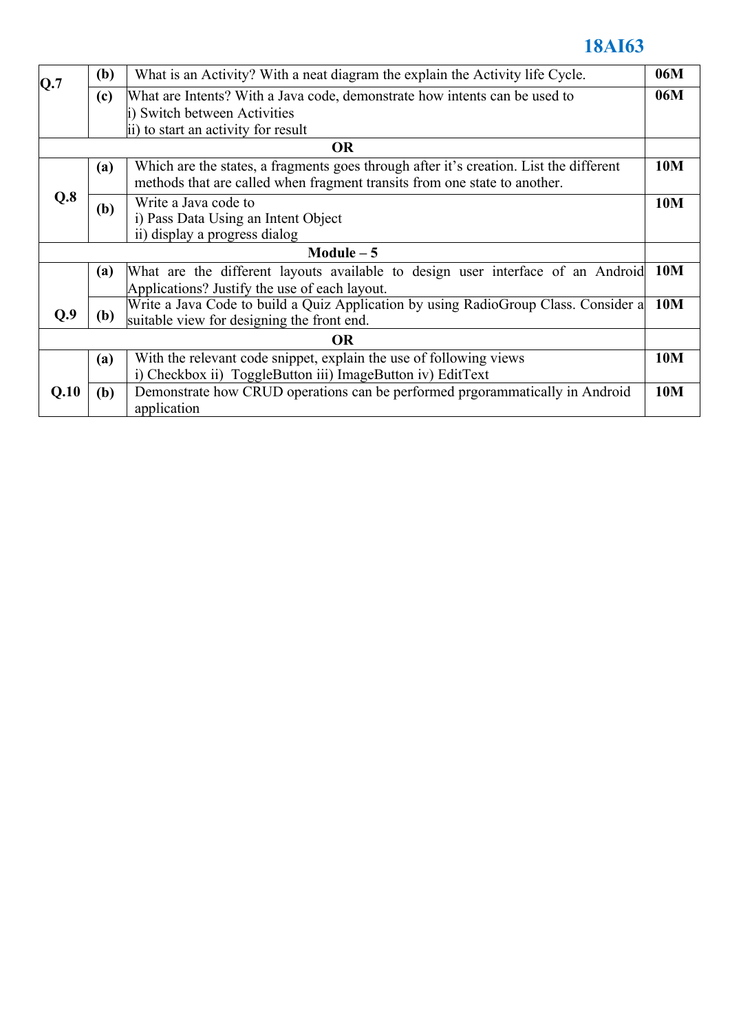| | | | |
|---|---|---|---|
| **Q.7** | **(b)** | What is an Activity? With a neat diagram the explain the Activity life Cycle. | **06M** |
| | **(c)** | What are Intents? With a Java code, demonstrate how intents can be used to<br>i) Switch between Activities<br>ii) to start an activity for result | **06M** |
| | | **OR** | |
| **Q.8** | **(a)** | Which are the states, a fragments goes through after it's creation. List the different methods that are called when fragment transits from one state to another. | **10M** |
| | **(b)** | Write a Java code to<br>i) Pass Data Using an Intent Object<br>ii) display a progress dialog | **10M** |
| | | **Module – 5** | |
| **Q.9** | **(a)** | What are the different layouts available to design user interface of an Android Applications? Justify the use of each layout. | **10M** |
| | **(b)** | Write a Java Code to build a Quiz Application by using RadioGroup Class. Consider a suitable view for designing the front end. | **10M** |
| | | **OR** | |
| **Q.10** | **(a)** | With the relevant code snippet, explain the use of following views<br>i) Checkbox ii) ToggleButton iii) ImageButton iv) EditText | **10M** |
| | **(b)** | Demonstrate how CRUD operations can be performed prgorammatically in Android application | **10M** |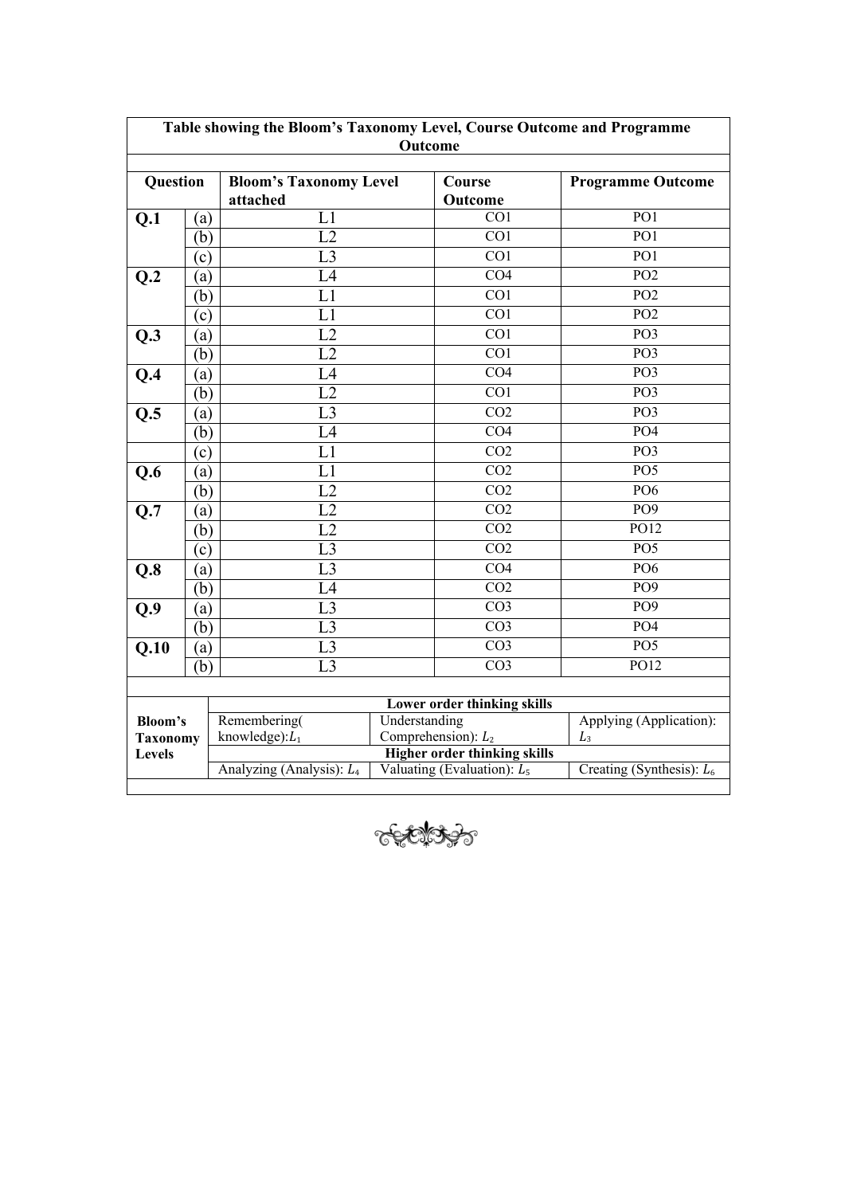**Table showing the Bloom's Taxonomy Level, Course Outcome and Programme Outcome**

| Question | | Bloom's Taxonomy Level attached | Course Outcome | Programme Outcome |
|---|---|---|---|---|
| **Q.1** | (a) | L1 | CO1 | PO1 |
| | (b) | L2 | CO1 | PO1 |
| | (c) | L3 | CO1 | PO1 |
| **Q.2** | (a) | L4 | CO4 | PO2 |
| | (b) | L1 | CO1 | PO2 |
| | (c) | L1 | CO1 | PO2 |
| **Q.3** | (a) | L2 | CO1 | PO3 |
| | (b) | L2 | CO1 | PO3 |
| **Q.4** | (a) | L4 | CO4 | PO3 |
| | (b) | L2 | CO1 | PO3 |
| **Q.5** | (a) | L3 | CO2 | PO3 |
| | (b) | L4 | CO4 | PO4 |
| | (c) | L1 | CO2 | PO3 |
| **Q.6** | (a) | L1 | CO2 | PO5 |
| | (b) | L2 | CO2 | PO6 |
| **Q.7** | (a) | L2 | CO2 | PO9 |
| | (b) | L2 | CO2 | PO12 |
| | (c) | L3 | CO2 | PO5 |
| **Q.8** | (a) | L3 | CO4 | PO6 |
| | (b) | L4 | CO2 | PO9 |
| **Q.9** | (a) | L3 | CO3 | PO9 |
| | (b) | L3 | CO3 | PO4 |
| **Q.10** | (a) | L3 | CO3 | PO5 |
| | (b) | L3 | CO3 | PO12 |

| | | | |
|---|---|---|---|
| **Bloom's Taxonomy Levels** | **Lower order thinking skills** | | |
| | Remembering( knowledge): $L_1$ | Understanding Comprehension): $L_2$ | Applying (Application): $L_3$ |
| | **Higher order thinking skills** | | |
| | Analyzing (Analysis): $L_4$ | Valuating (Evaluation): $L_5$ | Creating (Synthesis): $L_6$ |